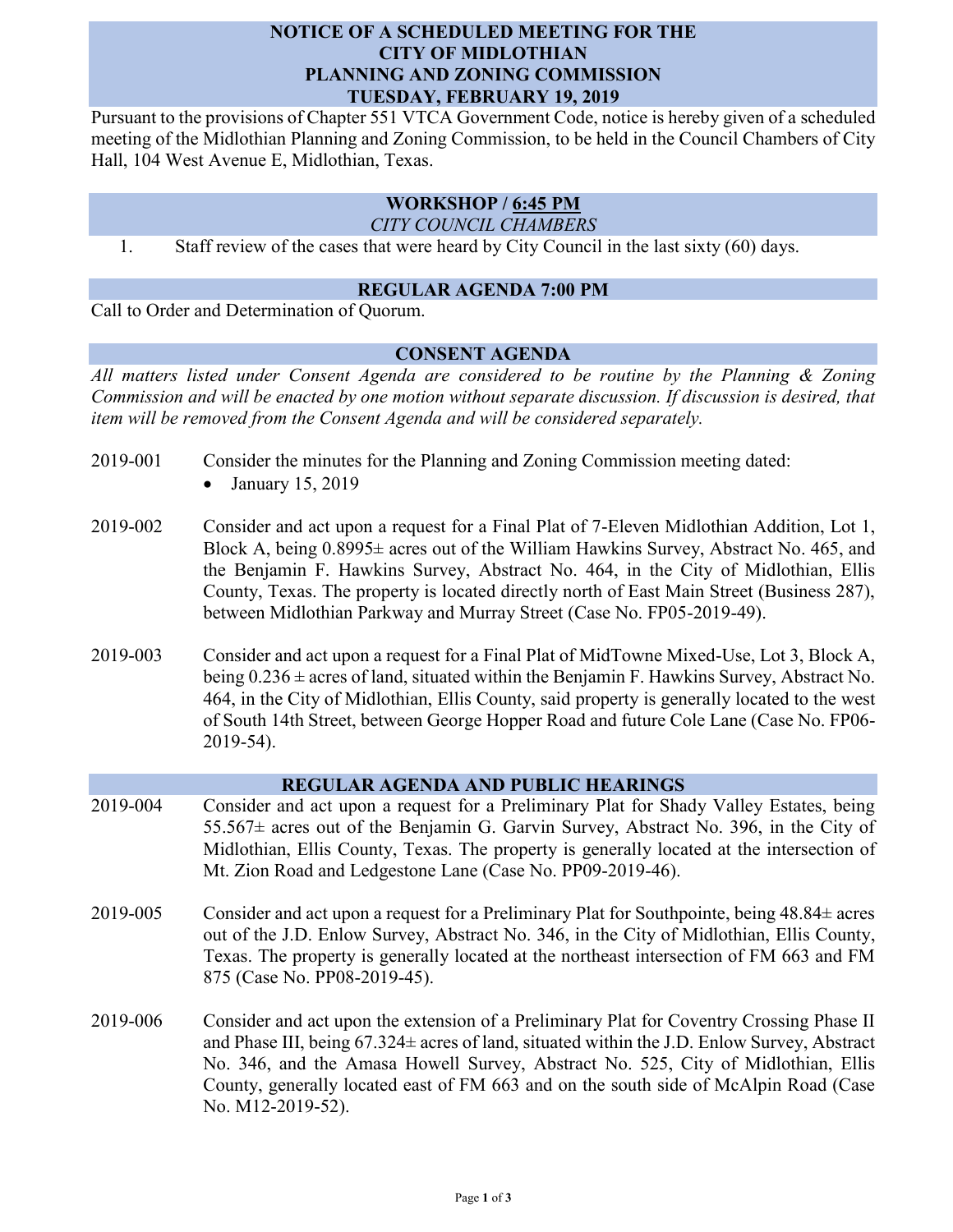# NOTICE OF A SCHEDULED MEETING FOR THE CITY OF MIDLOTHIAN PLANNING AND ZONING COMMISSION TUESDAY, FEBRUARY 19, 2019

Pursuant to the provisions of Chapter 551 VTCA Government Code, notice is hereby given of a scheduled meeting of the Midlothian Planning and Zoning Commission, to be held in the Council Chambers of City Hall, 104 West Avenue E, Midlothian, Texas.

## WORKSHOP / 6:45 PM

*CITY COUNCIL CHAMBERS*

1. Staff review of the cases that were heard by City Council in the last sixty (60) days.

## REGULAR AGENDA 7:00 PM

Call to Order and Determination of Quorum.

## CONSENT AGENDA

*All matters listed under Consent Agenda are considered to be routine by the Planning & Zoning Commission and will be enacted by one motion without separate discussion. If discussion is desired, that item will be removed from the Consent Agenda and will be considered separately.*

2019-001 Consider the minutes for the Planning and Zoning Commission meeting dated:

- January 15, 2019

2019-002 Consider and act upon a request for a Final Plat of 7-Eleven Midlothian Addition, Lot 1, Block A, being 0.8995± acres out of the William Hawkins Survey, Abstract No. 465, and the Benjamin F. Hawkins Survey, Abstract No. 464, in the City of Midlothian, Ellis County, Texas. The property is located directly north of East Main Street (Business 287), between Midlothian Parkway and Murray Street (Case No. FP05-2019-49).

2019-003 Consider and act upon a request for a Final Plat of MidTowne Mixed-Use, Lot 3, Block A, being 0.236 ± acres of land, situated within the Benjamin F. Hawkins Survey, Abstract No. 464, in the City of Midlothian, Ellis County, said property is generally located to the west of South 14th Street, between George Hopper Road and future Cole Lane (Case No. FP06-2019-54).

## REGULAR AGENDA AND PUBLIC HEARINGS

2019-004 Consider and act upon a request for a Preliminary Plat for Shady Valley Estates, being 55.567± acres out of the Benjamin G. Garvin Survey, Abstract No. 396, in the City of Midlothian, Ellis County, Texas. The property is generally located at the intersection of Mt. Zion Road and Ledgestone Lane (Case No. PP09-2019-46).

2019-005 Consider and act upon a request for a Preliminary Plat for Southpointe, being 48.84± acres out of the J.D. Enlow Survey, Abstract No. 346, in the City of Midlothian, Ellis County, Texas. The property is generally located at the northeast intersection of FM 663 and FM 875 (Case No. PP08-2019-45).

2019-006 Consider and act upon the extension of a Preliminary Plat for Coventry Crossing Phase II and Phase III, being 67.324± acres of land, situated within the J.D. Enlow Survey, Abstract No. 346, and the Amasa Howell Survey, Abstract No. 525, City of Midlothian, Ellis County, generally located east of FM 663 and on the south side of McAlpin Road (Case No. M12-2019-52).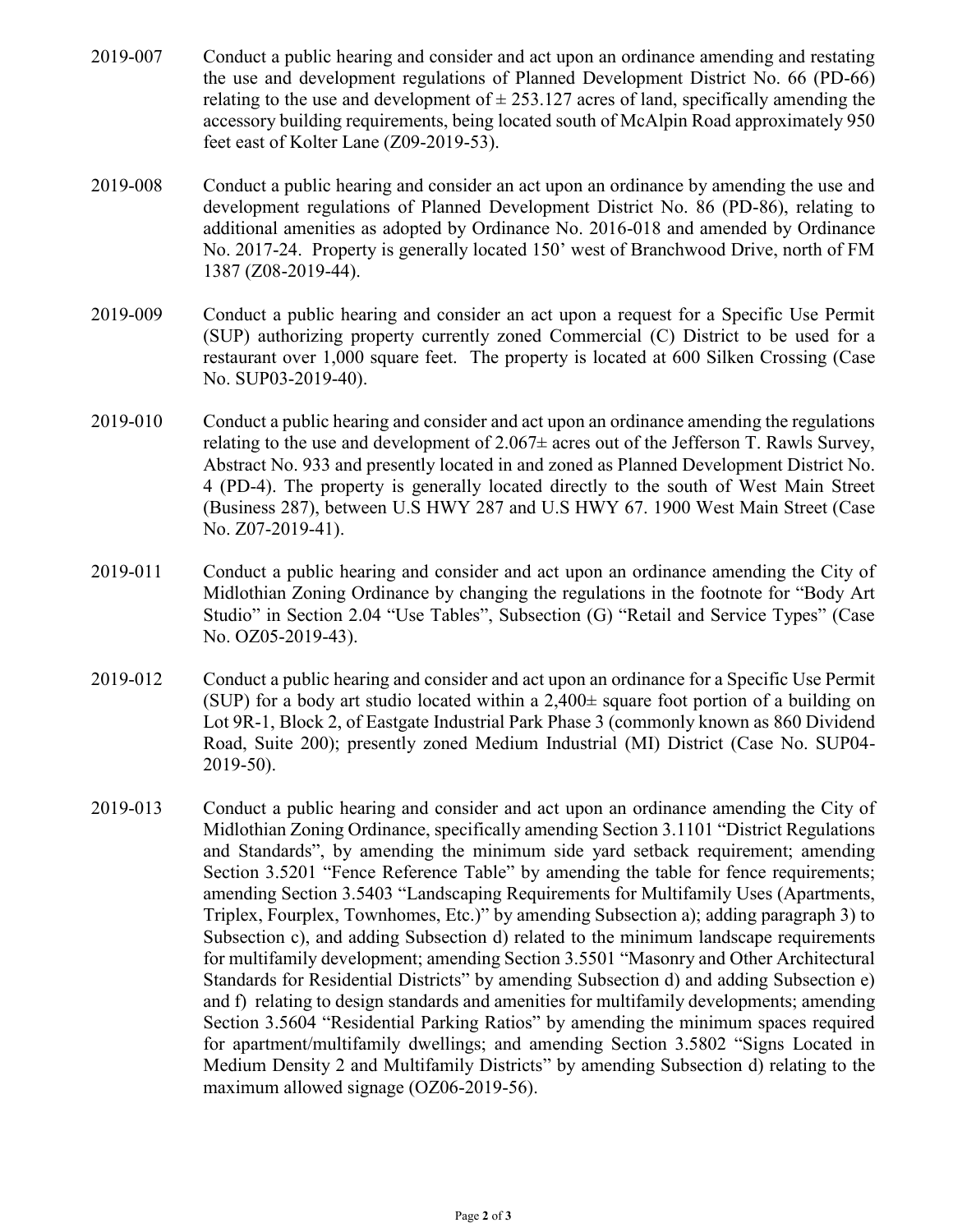2019-007 Conduct a public hearing and consider and act upon an ordinance amending and restating the use and development regulations of Planned Development District No. 66 (PD-66) relating to the use and development of ± 253.127 acres of land, specifically amending the accessory building requirements, being located south of McAlpin Road approximately 950 feet east of Kolter Lane (Z09-2019-53).

2019-008 Conduct a public hearing and consider an act upon an ordinance by amending the use and development regulations of Planned Development District No. 86 (PD-86), relating to additional amenities as adopted by Ordinance No. 2016-018 and amended by Ordinance No. 2017-24. Property is generally located 150' west of Branchwood Drive, north of FM 1387 (Z08-2019-44).

2019-009 Conduct a public hearing and consider an act upon a request for a Specific Use Permit (SUP) authorizing property currently zoned Commercial (C) District to be used for a restaurant over 1,000 square feet. The property is located at 600 Silken Crossing (Case No. SUP03-2019-40).

2019-010 Conduct a public hearing and consider and act upon an ordinance amending the regulations relating to the use and development of 2.067± acres out of the Jefferson T. Rawls Survey, Abstract No. 933 and presently located in and zoned as Planned Development District No. 4 (PD-4). The property is generally located directly to the south of West Main Street (Business 287), between U.S HWY 287 and U.S HWY 67. 1900 West Main Street (Case No. Z07-2019-41).

2019-011 Conduct a public hearing and consider and act upon an ordinance amending the City of Midlothian Zoning Ordinance by changing the regulations in the footnote for "Body Art Studio" in Section 2.04 "Use Tables", Subsection (G) "Retail and Service Types" (Case No. OZ05-2019-43).

2019-012 Conduct a public hearing and consider and act upon an ordinance for a Specific Use Permit (SUP) for a body art studio located within a 2,400± square foot portion of a building on Lot 9R-1, Block 2, of Eastgate Industrial Park Phase 3 (commonly known as 860 Dividend Road, Suite 200); presently zoned Medium Industrial (MI) District (Case No. SUP04-2019-50).

2019-013 Conduct a public hearing and consider and act upon an ordinance amending the City of Midlothian Zoning Ordinance, specifically amending Section 3.1101 "District Regulations and Standards", by amending the minimum side yard setback requirement; amending Section 3.5201 "Fence Reference Table" by amending the table for fence requirements; amending Section 3.5403 "Landscaping Requirements for Multifamily Uses (Apartments, Triplex, Fourplex, Townhomes, Etc.)" by amending Subsection a); adding paragraph 3) to Subsection c), and adding Subsection d) related to the minimum landscape requirements for multifamily development; amending Section 3.5501 "Masonry and Other Architectural Standards for Residential Districts" by amending Subsection d) and adding Subsection e) and f) relating to design standards and amenities for multifamily developments; amending Section 3.5604 "Residential Parking Ratios" by amending the minimum spaces required for apartment/multifamily dwellings; and amending Section 3.5802 "Signs Located in Medium Density 2 and Multifamily Districts" by amending Subsection d) relating to the maximum allowed signage (OZ06-2019-56).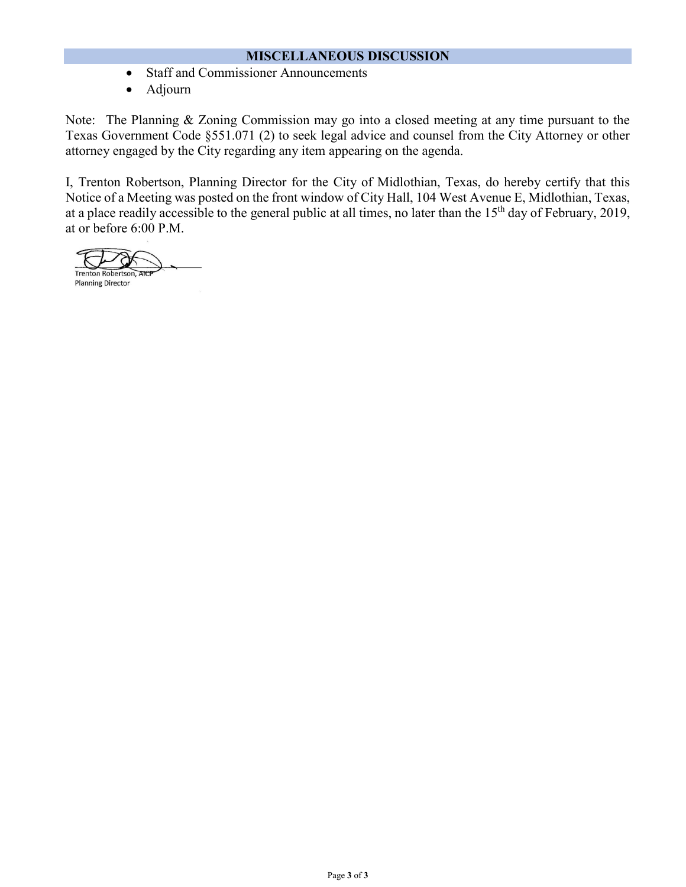## MISCELLANEOUS DISCUSSION

- Staff and Commissioner Announcements
- Adjourn

Note: The Planning & Zoning Commission may go into a closed meeting at any time pursuant to the Texas Government Code §551.071 (2) to seek legal advice and counsel from the City Attorney or other attorney engaged by the City regarding any item appearing on the agenda.

I, Trenton Robertson, Planning Director for the City of Midlothian, Texas, do hereby certify that this Notice of a Meeting was posted on the front window of City Hall, 104 West Avenue E, Midlothian, Texas, at a place readily accessible to the general public at all times, no later than the 15th day of February, 2019, at or before 6:00 P.M.

Trenton Robertson, AICP
Planning Director